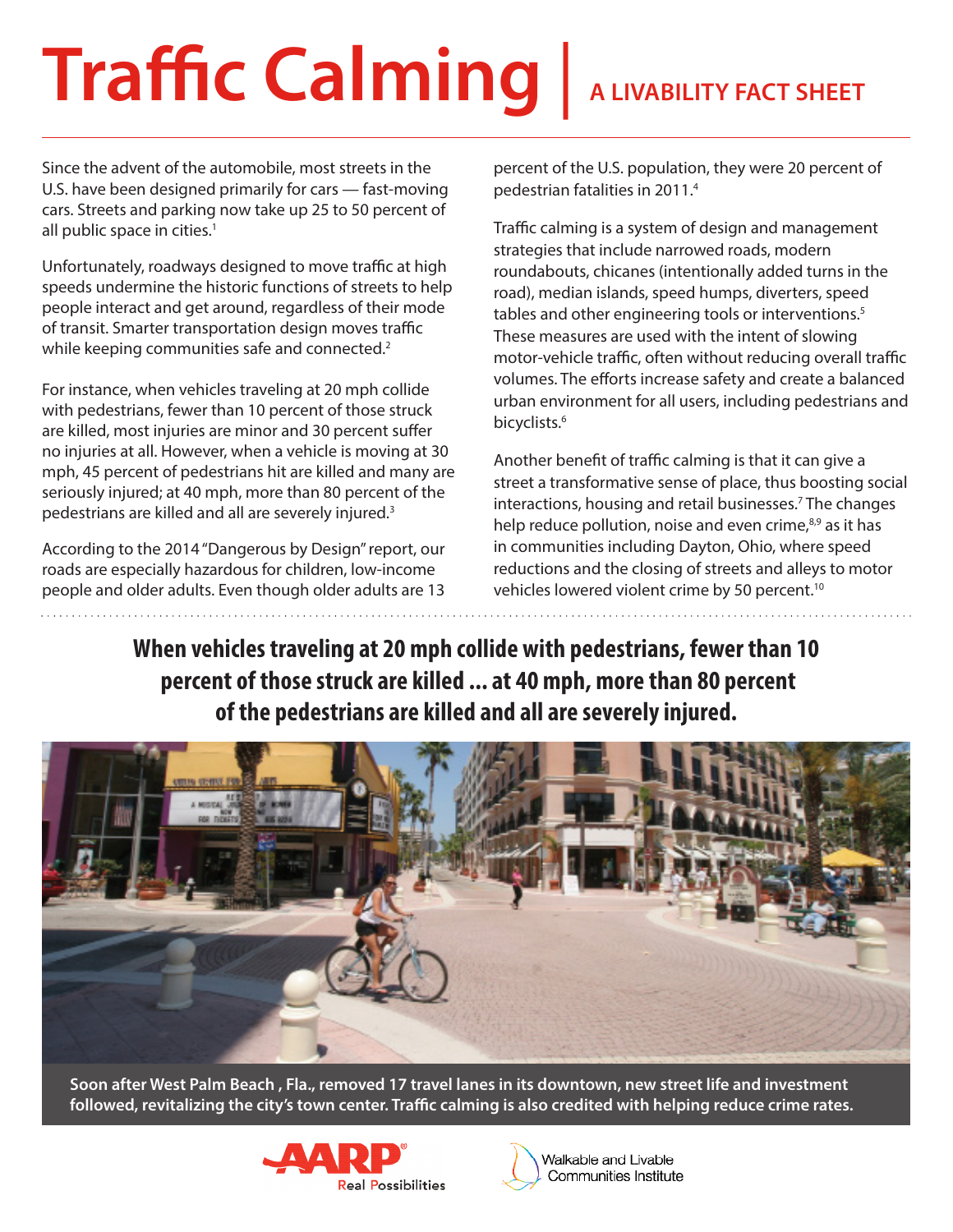# Traffic Calming | A LIVABILITY FACT SHEET

Since the advent of the automobile, most streets in the U.S. have been designed primarily for cars — fast-moving cars. Streets and parking now take up 25 to 50 percent of all public space in cities.[1]

Unfortunately, roadways designed to move traffic at high speeds undermine the historic functions of streets to help people interact and get around, regardless of their mode of transit. Smarter transportation design moves traffic while keeping communities safe and connected.[2]

For instance, when vehicles traveling at 20 mph collide with pedestrians, fewer than 10 percent of those struck are killed, most injuries are minor and 30 percent suffer no injuries at all. However, when a vehicle is moving at 30 mph, 45 percent of pedestrians hit are killed and many are seriously injured; at 40 mph, more than 80 percent of the pedestrians are killed and all are severely injured.[3]

According to the 2014 "Dangerous by Design" report, our roads are especially hazardous for children, low-income people and older adults. Even though older adults are 13 percent of the U.S. population, they were 20 percent of pedestrian fatalities in 2011.[4]

Traffic calming is a system of design and management strategies that include narrowed roads, modern roundabouts, chicanes (intentionally added turns in the road), median islands, speed humps, diverters, speed tables and other engineering tools or interventions.[5] These measures are used with the intent of slowing motor-vehicle traffic, often without reducing overall traffic volumes. The efforts increase safety and create a balanced urban environment for all users, including pedestrians and bicyclists.[6]

Another benefit of traffic calming is that it can give a street a transformative sense of place, thus boosting social interactions, housing and retail businesses.[7] The changes help reduce pollution, noise and even crime,[8,9] as it has in communities including Dayton, Ohio, where speed reductions and the closing of streets and alleys to motor vehicles lowered violent crime by 50 percent.[10]

**When vehicles traveling at 20 mph collide with pedestrians, fewer than 10 percent of those struck are killed ... at 40 mph, more than 80 percent of the pedestrians are killed and all are severely injured.**

**Soon after West Palm Beach , Fla., removed 17 travel lanes in its downtown, new street life and investment followed, revitalizing the city's town center. Traffic calming is also credited with helping reduce crime rates.**

AARP Real Possibilities

Walkable and Livable Communities Institute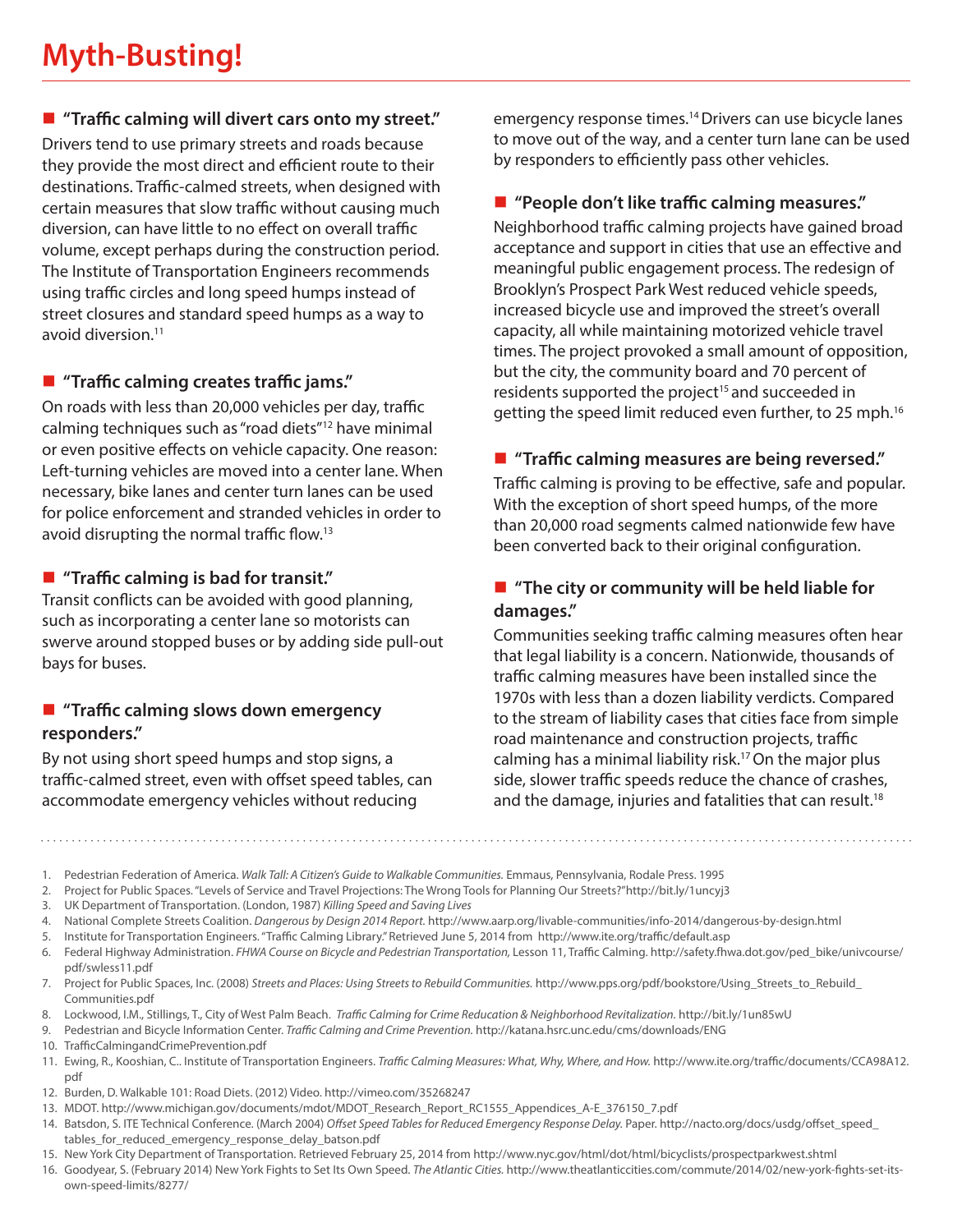# Myth-Busting!

## "Traffic calming will divert cars onto my street."

Drivers tend to use primary streets and roads because they provide the most direct and efficient route to their destinations. Traffic-calmed streets, when designed with certain measures that slow traffic without causing much diversion, can have little to no effect on overall traffic volume, except perhaps during the construction period. The Institute of Transportation Engineers recommends using traffic circles and long speed humps instead of street closures and standard speed humps as a way to avoid diversion.[11]

## "Traffic calming creates traffic jams."

On roads with less than 20,000 vehicles per day, traffic calming techniques such as "road diets"[12] have minimal or even positive effects on vehicle capacity. One reason: Left-turning vehicles are moved into a center lane. When necessary, bike lanes and center turn lanes can be used for police enforcement and stranded vehicles in order to avoid disrupting the normal traffic flow.[13]

## "Traffic calming is bad for transit."

Transit conflicts can be avoided with good planning, such as incorporating a center lane so motorists can swerve around stopped buses or by adding side pull-out bays for buses.

## "Traffic calming slows down emergency responders."

By not using short speed humps and stop signs, a traffic-calmed street, even with offset speed tables, can accommodate emergency vehicles without reducing emergency response times.[14] Drivers can use bicycle lanes to move out of the way, and a center turn lane can be used by responders to efficiently pass other vehicles.

## "People don't like traffic calming measures."

Neighborhood traffic calming projects have gained broad acceptance and support in cities that use an effective and meaningful public engagement process. The redesign of Brooklyn's Prospect Park West reduced vehicle speeds, increased bicycle use and improved the street's overall capacity, all while maintaining motorized vehicle travel times. The project provoked a small amount of opposition, but the city, the community board and 70 percent of residents supported the project[15] and succeeded in getting the speed limit reduced even further, to 25 mph.[16]

## "Traffic calming measures are being reversed."

Traffic calming is proving to be effective, safe and popular. With the exception of short speed humps, of the more than 20,000 road segments calmed nationwide few have been converted back to their original configuration.

## "The city or community will be held liable for damages."

Communities seeking traffic calming measures often hear that legal liability is a concern. Nationwide, thousands of traffic calming measures have been installed since the 1970s with less than a dozen liability verdicts. Compared to the stream of liability cases that cities face from simple road maintenance and construction projects, traffic calming has a minimal liability risk.[17] On the major plus side, slower traffic speeds reduce the chance of crashes, and the damage, injuries and fatalities that can result.[18]

---

1. Pedestrian Federation of America. *Walk Tall: A Citizen's Guide to Walkable Communities.* Emmaus, Pennsylvania, Rodale Press. 1995
2. Project for Public Spaces. "Levels of Service and Travel Projections: The Wrong Tools for Planning Our Streets?" http://bit.ly/1uncyj3
3. UK Department of Transportation. (London, 1987) *Killing Speed and Saving Lives*
4. National Complete Streets Coalition. *Dangerous by Design 2014 Report.* http://www.aarp.org/livable-communities/info-2014/dangerous-by-design.html
5. Institute for Transportation Engineers. "Traffic Calming Library." Retrieved June 5, 2014 from http://www.ite.org/traffic/default.asp
6. Federal Highway Administration. *FHWA Course on Bicycle and Pedestrian Transportation,* Lesson 11, Traffic Calming. http://safety.fhwa.dot.gov/ped_bike/univcourse/pdf/swless11.pdf
7. Project for Public Spaces, Inc. (2008) *Streets and Places: Using Streets to Rebuild Communities.* http://www.pps.org/pdf/bookstore/Using_Streets_to_Rebuild_Communities.pdf
8. Lockwood, I.M., Stillings, T., City of West Palm Beach. *Traffic Calming for Crime Reducation & Neighborhood Revitalization.* http://bit.ly/1un85wU
9. Pedestrian and Bicycle Information Center. *Traffic Calming and Crime Prevention.* http://katana.hsrc.unc.edu/cms/downloads/ENG
10. TrafficCalmingandCrimePrevention.pdf
11. Ewing, R., Kooshian, C.. Institute of Transportation Engineers. *Traffic Calming Measures: What, Why, Where, and How.* http://www.ite.org/traffic/documents/CCA98A12.pdf
12. Burden, D. Walkable 101: Road Diets. (2012) Video. http://vimeo.com/35268247
13. MDOT. http://www.michigan.gov/documents/mdot/MDOT_Research_Report_RC1555_Appendices_A-E_376150_7.pdf
14. Batsdon, S. ITE Technical Conference. (March 2004) *Offset Speed Tables for Reduced Emergency Response Delay.* Paper. http://nacto.org/docs/usdg/offset_speed_tables_for_reduced_emergency_response_delay_batson.pdf
15. New York City Department of Transportation. Retrieved February 25, 2014 from http://www.nyc.gov/html/dot/html/bicyclists/prospectparkwest.shtml
16. Goodyear, S. (February 2014) New York Fights to Set Its Own Speed. *The Atlantic Cities.* http://www.theatlanticcities.com/commute/2014/02/new-york-fights-set-its-own-speed-limits/8277/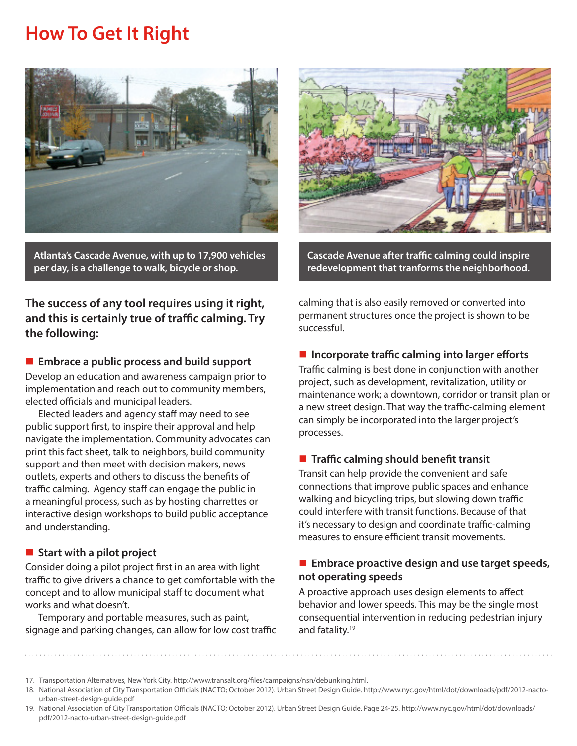# How To Get It Right

Atlanta's Cascade Avenue, with up to 17,900 vehicles per day, is a challenge to walk, bicycle or shop.

Cascade Avenue after traffic calming could inspire redevelopment that tranforms the neighborhood.

**The success of any tool requires using it right, and this is certainly true of traffic calming. Try the following:**

### Embrace a public process and build support

Develop an education and awareness campaign prior to implementation and reach out to community members, elected officials and municipal leaders.

Elected leaders and agency staff may need to see public support first, to inspire their approval and help navigate the implementation. Community advocates can print this fact sheet, talk to neighbors, build community support and then meet with decision makers, news outlets, experts and others to discuss the benefits of traffic calming. Agency staff can engage the public in a meaningful process, such as by hosting charrettes or interactive design workshops to build public acceptance and understanding.

### Start with a pilot project

Consider doing a pilot project first in an area with light traffic to give drivers a chance to get comfortable with the concept and to allow municipal staff to document what works and what doesn't.

Temporary and portable measures, such as paint, signage and parking changes, can allow for low cost traffic calming that is also easily removed or converted into permanent structures once the project is shown to be successful.

### Incorporate traffic calming into larger efforts

Traffic calming is best done in conjunction with another project, such as development, revitalization, utility or maintenance work; a downtown, corridor or transit plan or a new street design. That way the traffic-calming element can simply be incorporated into the larger project's processes.

### Traffic calming should benefit transit

Transit can help provide the convenient and safe connections that improve public spaces and enhance walking and bicycling trips, but slowing down traffic could interfere with transit functions. Because of that it's necessary to design and coordinate traffic-calming measures to ensure efficient transit movements.

### Embrace proactive design and use target speeds, not operating speeds

A proactive approach uses design elements to affect behavior and lower speeds. This may be the single most consequential intervention in reducing pedestrian injury and fatality.[19]

---

17. Transportation Alternatives, New York City. http://www.transalt.org/files/campaigns/nsn/debunking.html.
18. National Association of City Transportation Officials (NACTO; October 2012). Urban Street Design Guide. http://www.nyc.gov/html/dot/downloads/pdf/2012-nacto-urban-street-design-guide.pdf
19. National Association of City Transportation Officials (NACTO; October 2012). Urban Street Design Guide. Page 24-25. http://www.nyc.gov/html/dot/downloads/pdf/2012-nacto-urban-street-design-guide.pdf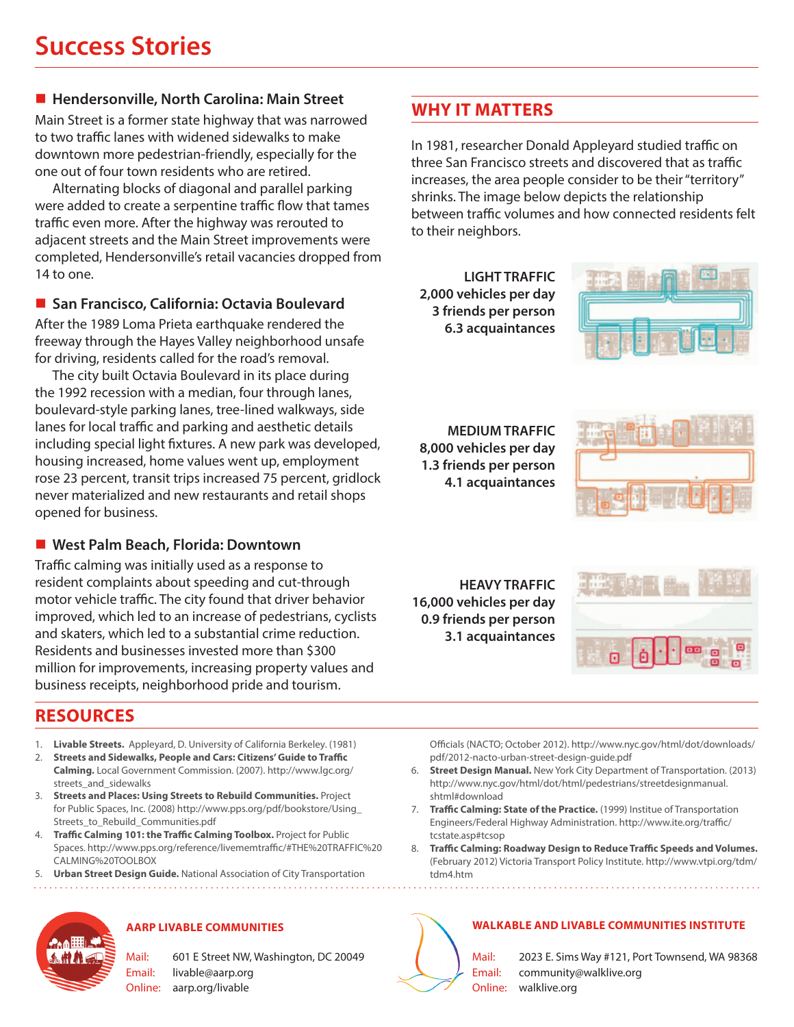# Success Stories

## Hendersonville, North Carolina: Main Street

Main Street is a former state highway that was narrowed to two traffic lanes with widened sidewalks to make downtown more pedestrian-friendly, especially for the one out of four town residents who are retired.

Alternating blocks of diagonal and parallel parking were added to create a serpentine traffic flow that tames traffic even more. After the highway was rerouted to adjacent streets and the Main Street improvements were completed, Hendersonville's retail vacancies dropped from 14 to one.

## San Francisco, California: Octavia Boulevard

After the 1989 Loma Prieta earthquake rendered the freeway through the Hayes Valley neighborhood unsafe for driving, residents called for the road's removal.

The city built Octavia Boulevard in its place during the 1992 recession with a median, four through lanes, boulevard-style parking lanes, tree-lined walkways, side lanes for local traffic and parking and aesthetic details including special light fixtures. A new park was developed, housing increased, home values went up, employment rose 23 percent, transit trips increased 75 percent, gridlock never materialized and new restaurants and retail shops opened for business.

## West Palm Beach, Florida: Downtown

Traffic calming was initially used as a response to resident complaints about speeding and cut-through motor vehicle traffic. The city found that driver behavior improved, which led to an increase of pedestrians, cyclists and skaters, which led to a substantial crime reduction. Residents and businesses invested more than $300 million for improvements, increasing property values and business receipts, neighborhood pride and tourism.

## WHY IT MATTERS

In 1981, researcher Donald Appleyard studied traffic on three San Francisco streets and discovered that as traffic increases, the area people consider to be their "territory" shrinks. The image below depicts the relationship between traffic volumes and how connected residents felt to their neighbors.

**LIGHT TRAFFIC**
**2,000 vehicles per day**
**3 friends per person**
**6.3 acquaintances**

**MEDIUM TRAFFIC**
**8,000 vehicles per day**
**1.3 friends per person**
**4.1 acquaintances**

**HEAVY TRAFFIC**
**16,000 vehicles per day**
**0.9 friends per person**
**3.1 acquaintances**

## RESOURCES

1. **Livable Streets.** Appleyard, D. University of California Berkeley. (1981)
2. **Streets and Sidewalks, People and Cars: Citizens' Guide to Traffic Calming.** Local Government Commission. (2007). http://www.lgc.org/streets_and_sidewalks
3. **Streets and Places: Using Streets to Rebuild Communities.** Project for Public Spaces, Inc. (2008) http://www.pps.org/pdf/bookstore/Using_Streets_to_Rebuild_Communities.pdf
4. **Traffic Calming 101: the Traffic Calming Toolbox.** Project for Public Spaces. http://www.pps.org/reference/livememtraffic/#THE%20TRAFFIC%20CALMING%20TOOLBOX
5. **Urban Street Design Guide.** National Association of City Transportation Officials (NACTO; October 2012). http://www.nyc.gov/html/dot/downloads/pdf/2012-nacto-urban-street-design-guide.pdf
6. **Street Design Manual.** New York City Department of Transportation. (2013) http://www.nyc.gov/html/dot/html/pedestrians/streetdesignmanual.shtml#download
7. **Traffic Calming: State of the Practice.** (1999) Institue of Transportation Engineers/Federal Highway Administration. http://www.ite.org/traffic/tcstate.asp#tcsop
8. **Traffic Calming: Roadway Design to Reduce Traffic Speeds and Volumes.** (February 2012) Victoria Transport Policy Institute. http://www.vtpi.org/tdm/tdm4.htm

**AARP LIVABLE COMMUNITIES**

Mail: 601 E Street NW, Washington, DC 20049
Email: livable@aarp.org
Online: aarp.org/livable

**WALKABLE AND LIVABLE COMMUNITIES INSTITUTE**

Mail: 2023 E. Sims Way #121, Port Townsend, WA 98368
Email: community@walklive.org
Online: walklive.org